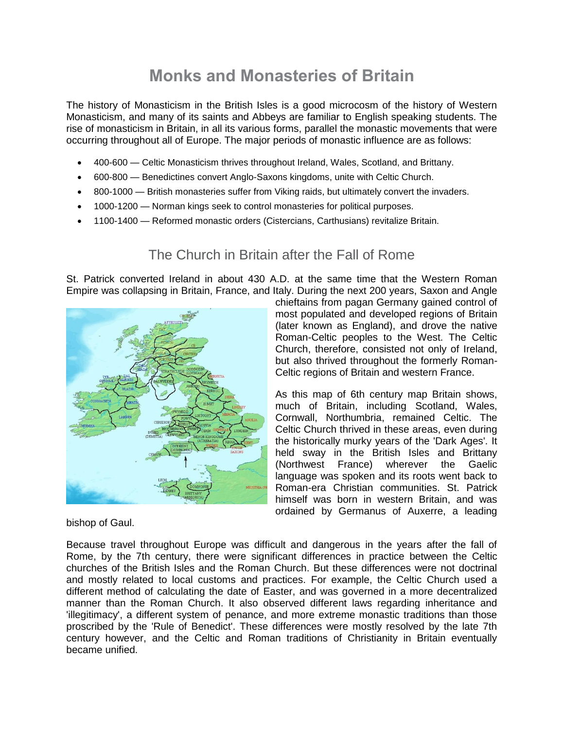# Monks and Monasteries of Britain

The history of Monasticism in the British Isles is a good microcosm of the history of Western Monasticism, and many of its saints and Abbeys are familiar to English speaking students. The rise of monasticism in Britain, in all its various forms, parallel the monastic movements that were occurring throughout all of Europe. The major periods of monastic influence are as follows:

- 400-600 — Celtic Monasticism thrives throughout Ireland, Wales, Scotland, and Brittany.
- 600-800 — Benedictines convert Anglo-Saxons kingdoms, unite with Celtic Church.
- 800-1000 — British monasteries suffer from Viking raids, but ultimately convert the invaders.
- 1000-1200 — Norman kings seek to control monasteries for political purposes.
- 1100-1400 — Reformed monastic orders (Cistercians, Carthusians) revitalize Britain.

## The Church in Britain after the Fall of Rome

St. Patrick converted Ireland in about 430 A.D. at the same time that the Western Roman Empire was collapsing in Britain, France, and Italy. During the next 200 years, Saxon and Angle chieftains from pagan Germany gained control of most populated and developed regions of Britain (later known as England), and drove the native Roman-Celtic peoples to the West. The Celtic Church, therefore, consisted not only of Ireland, but also thrived throughout the formerly Roman-Celtic regions of Britain and western France.

As this map of 6th century map Britain shows, much of Britain, including Scotland, Wales, Cornwall, Northumbria, remained Celtic. The Celtic Church thrived in these areas, even during the historically murky years of the 'Dark Ages'. It held sway in the British Isles and Brittany (Northwest France) wherever the Gaelic language was spoken and its roots went back to Roman-era Christian communities. St. Patrick himself was born in western Britain, and was ordained by Germanus of Auxerre, a leading bishop of Gaul.

Because travel throughout Europe was difficult and dangerous in the years after the fall of Rome, by the 7th century, there were significant differences in practice between the Celtic churches of the British Isles and the Roman Church. But these differences were not doctrinal and mostly related to local customs and practices. For example, the Celtic Church used a different method of calculating the date of Easter, and was governed in a more decentralized manner than the Roman Church. It also observed different laws regarding inheritance and 'illegitimacy', a different system of penance, and more extreme monastic traditions than those proscribed by the 'Rule of Benedict'. These differences were mostly resolved by the late 7th century however, and the Celtic and Roman traditions of Christianity in Britain eventually became unified.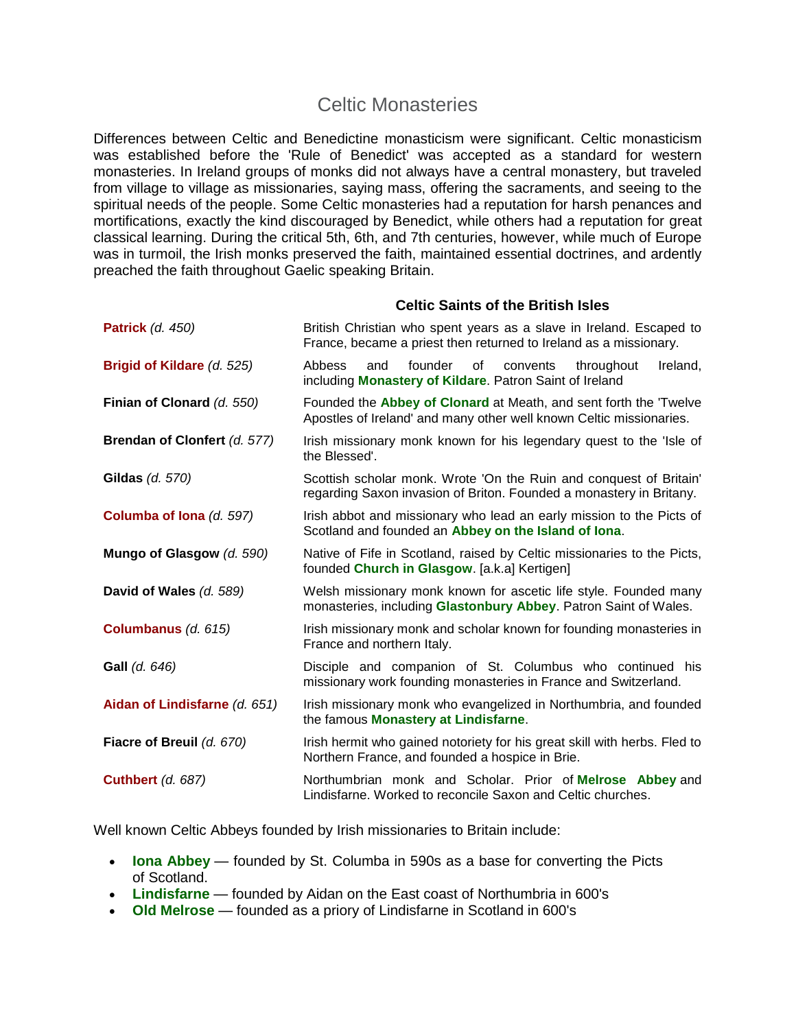# Celtic Monasteries

Differences between Celtic and Benedictine monasticism were significant. Celtic monasticism was established before the 'Rule of Benedict' was accepted as a standard for western monasteries. In Ireland groups of monks did not always have a central monastery, but traveled from village to village as missionaries, saying mass, offering the sacraments, and seeing to the spiritual needs of the people. Some Celtic monasteries had a reputation for harsh penances and mortifications, exactly the kind discouraged by Benedict, while others had a reputation for great classical learning. During the critical 5th, 6th, and 7th centuries, however, while much of Europe was in turmoil, the Irish monks preserved the faith, maintained essential doctrines, and ardently preached the faith throughout Gaelic speaking Britain.

| | **Celtic Saints of the British Isles** |
|---|---|
| **Patrick** *(d. 450)* | British Christian who spent years as a slave in Ireland. Escaped to France, became a priest then returned to Ireland as a missionary. |
| **Brigid of Kildare** *(d. 525)* | Abbess and founder of convents throughout Ireland, including **Monastery of Kildare**. Patron Saint of Ireland |
| **Finian of Clonard** *(d. 550)* | Founded the **Abbey of Clonard** at Meath, and sent forth the 'Twelve Apostles of Ireland' and many other well known Celtic missionaries. |
| **Brendan of Clonfert** *(d. 577)* | Irish missionary monk known for his legendary quest to the 'Isle of the Blessed'. |
| **Gildas** *(d. 570)* | Scottish scholar monk. Wrote 'On the Ruin and conquest of Britain' regarding Saxon invasion of Briton. Founded a monastery in Britany. |
| **Columba of Iona** *(d. 597)* | Irish abbot and missionary who lead an early mission to the Picts of Scotland and founded an **Abbey on the Island of Iona**. |
| **Mungo of Glasgow** *(d. 590)* | Native of Fife in Scotland, raised by Celtic missionaries to the Picts, founded **Church in Glasgow**. [a.k.a] Kertigen] |
| **David of Wales** *(d. 589)* | Welsh missionary monk known for ascetic life style. Founded many monasteries, including **Glastonbury Abbey**. Patron Saint of Wales. |
| **Columbanus** *(d. 615)* | Irish missionary monk and scholar known for founding monasteries in France and northern Italy. |
| **Gall** *(d. 646)* | Disciple and companion of St. Columbus who continued his missionary work founding monasteries in France and Switzerland. |
| **Aidan of Lindisfarne** *(d. 651)* | Irish missionary monk who evangelized in Northumbria, and founded the famous **Monastery at Lindisfarne**. |
| **Fiacre of Breuil** *(d. 670)* | Irish hermit who gained notoriety for his great skill with herbs. Fled to Northern France, and founded a hospice in Brie. |
| **Cuthbert** *(d. 687)* | Northumbrian monk and Scholar. Prior of **Melrose Abbey** and Lindisfarne. Worked to reconcile Saxon and Celtic churches. |

Well known Celtic Abbeys founded by Irish missionaries to Britain include:

- **Iona Abbey** — founded by St. Columba in 590s as a base for converting the Picts of Scotland.
- **Lindisfarne** — founded by Aidan on the East coast of Northumbria in 600's
- **Old Melrose** — founded as a priory of Lindisfarne in Scotland in 600's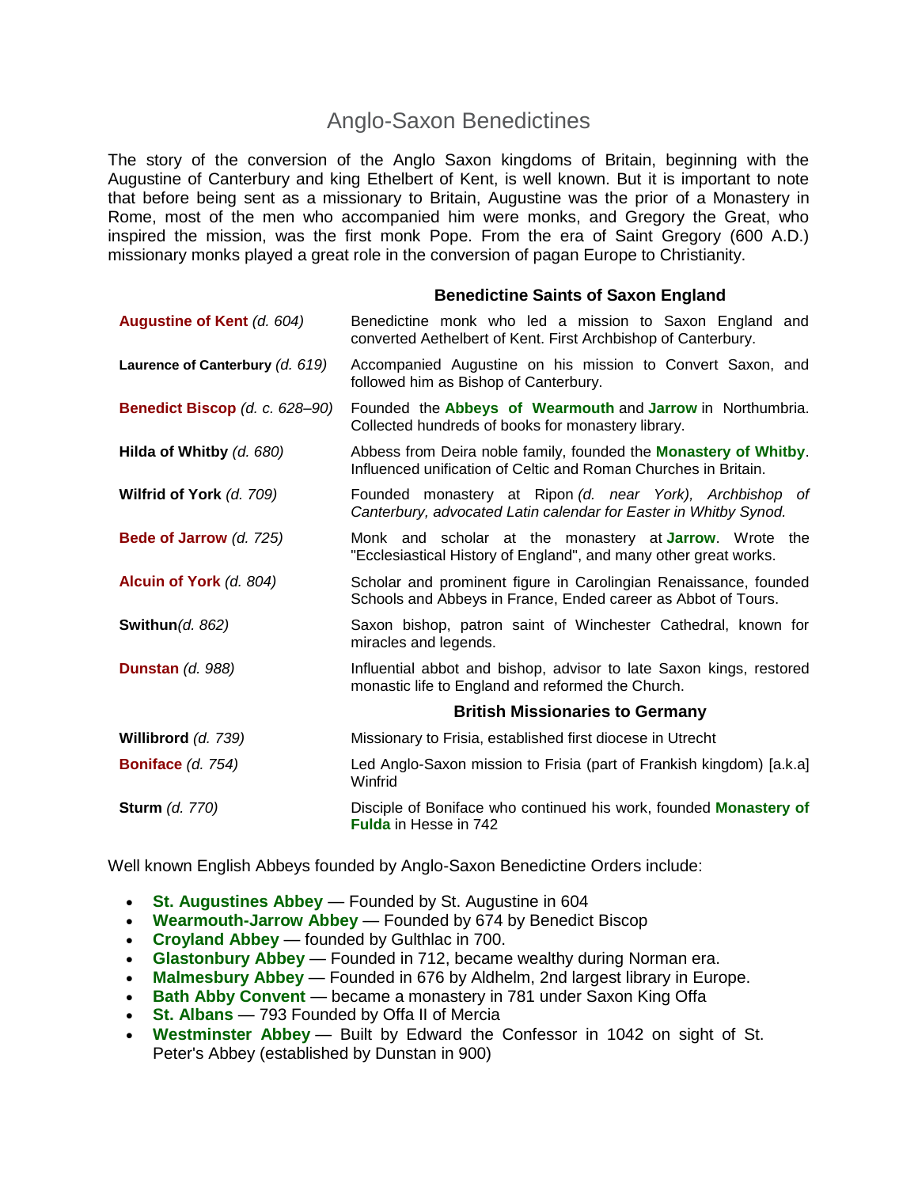# Anglo-Saxon Benedictines

The story of the conversion of the Anglo Saxon kingdoms of Britain, beginning with the Augustine of Canterbury and king Ethelbert of Kent, is well known. But it is important to note that before being sent as a missionary to Britain, Augustine was the prior of a Monastery in Rome, most of the men who accompanied him were monks, and Gregory the Great, who inspired the mission, was the first monk Pope. From the era of Saint Gregory (600 A.D.) missionary monks played a great role in the conversion of pagan Europe to Christianity.

| | **Benedictine Saints of Saxon England** |
|---|---|
| **Augustine of Kent** *(d. 604)* | Benedictine monk who led a mission to Saxon England and converted Aethelbert of Kent. First Archbishop of Canterbury. |
| **Laurence of Canterbury** *(d. 619)* | Accompanied Augustine on his mission to Convert Saxon, and followed him as Bishop of Canterbury. |
| **Benedict Biscop** *(d. c. 628–90)* | Founded the **Abbeys of Wearmouth** and **Jarrow** in Northumbria. Collected hundreds of books for monastery library. |
| **Hilda of Whitby** *(d. 680)* | Abbess from Deira noble family, founded the **Monastery of Whitby**. Influenced unification of Celtic and Roman Churches in Britain. |
| **Wilfrid of York** *(d. 709)* | Founded monastery at Ripon *(d. near York), Archbishop of Canterbury, advocated Latin calendar for Easter in Whitby Synod.* |
| **Bede of Jarrow** *(d. 725)* | Monk and scholar at the monastery at **Jarrow**. Wrote the "Ecclesiastical History of England", and many other great works. |
| **Alcuin of York** *(d. 804)* | Scholar and prominent figure in Carolingian Renaissance, founded Schools and Abbeys in France, Ended career as Abbot of Tours. |
| **Swithun** *(d. 862)* | Saxon bishop, patron saint of Winchester Cathedral, known for miracles and legends. |
| **Dunstan** *(d. 988)* | Influential abbot and bishop, advisor to late Saxon kings, restored monastic life to England and reformed the Church. |
| | **British Missionaries to Germany** |
| **Willibrord** *(d. 739)* | Missionary to Frisia, established first diocese in Utrecht |
| **Boniface** *(d. 754)* | Led Anglo-Saxon mission to Frisia (part of Frankish kingdom) [a.k.a] Winfrid |
| **Sturm** *(d. 770)* | Disciple of Boniface who continued his work, founded **Monastery of Fulda** in Hesse in 742 |

Well known English Abbeys founded by Anglo-Saxon Benedictine Orders include:

- **St. Augustines Abbey** — Founded by St. Augustine in 604
- **Wearmouth-Jarrow Abbey** — Founded by 674 by Benedict Biscop
- **Croyland Abbey** — founded by Gulthlac in 700.
- **Glastonbury Abbey** — Founded in 712, became wealthy during Norman era.
- **Malmesbury Abbey** — Founded in 676 by Aldhelm, 2nd largest library in Europe.
- **Bath Abby Convent** — became a monastery in 781 under Saxon King Offa
- **St. Albans** — 793 Founded by Offa II of Mercia
- **Westminster Abbey** — Built by Edward the Confessor in 1042 on sight of St. Peter's Abbey (established by Dunstan in 900)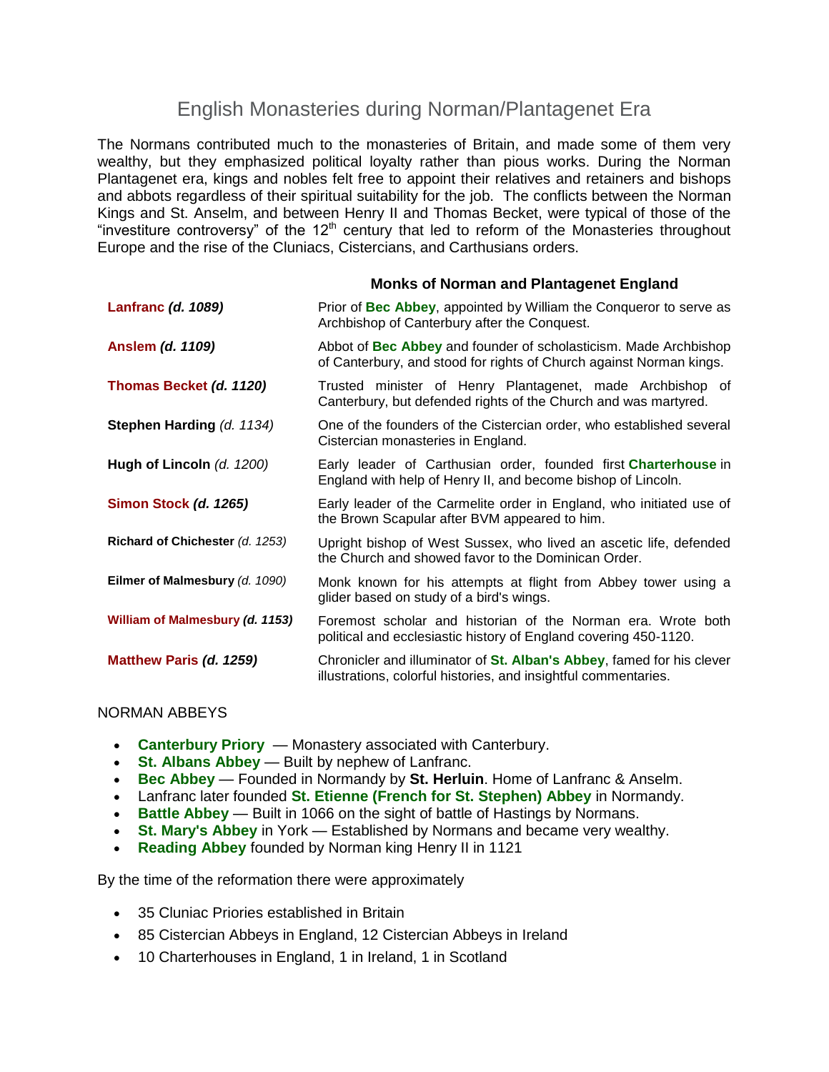# English Monasteries during Norman/Plantagenet Era

The Normans contributed much to the monasteries of Britain, and made some of them very wealthy, but they emphasized political loyalty rather than pious works. During the Norman Plantagenet era, kings and nobles felt free to appoint their relatives and retainers and bishops and abbots regardless of their spiritual suitability for the job. The conflicts between the Norman Kings and St. Anselm, and between Henry II and Thomas Becket, were typical of those of the "investiture controversy" of the 12th century that led to reform of the Monasteries throughout Europe and the rise of the Cluniacs, Cistercians, and Carthusians orders.

| | Monks of Norman and Plantagenet England |
|---|---|
| **Lanfranc** ***(d. 1089)*** | Prior of **Bec Abbey**, appointed by William the Conqueror to serve as Archbishop of Canterbury after the Conquest. |
| **Anslem** ***(d. 1109)*** | Abbot of **Bec Abbey** and founder of scholasticism. Made Archbishop of Canterbury, and stood for rights of Church against Norman kings. |
| **Thomas Becket** ***(d. 1120)*** | Trusted minister of Henry Plantagenet, made Archbishop of Canterbury, but defended rights of the Church and was martyred. |
| **Stephen Harding** *(d. 1134)* | One of the founders of the Cistercian order, who established several Cistercian monasteries in England. |
| **Hugh of Lincoln** *(d. 1200)* | Early leader of Carthusian order, founded first **Charterhouse** in England with help of Henry II, and become bishop of Lincoln. |
| **Simon Stock** ***(d. 1265)*** | Early leader of the Carmelite order in England, who initiated use of the Brown Scapular after BVM appeared to him. |
| **Richard of Chichester** *(d. 1253)* | Upright bishop of West Sussex, who lived an ascetic life, defended the Church and showed favor to the Dominican Order. |
| **Eilmer of Malmesbury** *(d. 1090)* | Monk known for his attempts at flight from Abbey tower using a glider based on study of a bird's wings. |
| **William of Malmesbury** ***(d. 1153)*** | Foremost scholar and historian of the Norman era. Wrote both political and ecclesiastic history of England covering 450-1120. |
| **Matthew Paris** ***(d. 1259)*** | Chronicler and illuminator of **St. Alban's Abbey**, famed for his clever illustrations, colorful histories, and insightful commentaries. |

NORMAN ABBEYS

- **Canterbury Priory** — Monastery associated with Canterbury.
- **St. Albans Abbey** — Built by nephew of Lanfranc.
- **Bec Abbey** — Founded in Normandy by **St. Herluin**. Home of Lanfranc & Anselm.
- Lanfranc later founded **St. Etienne (French for St. Stephen) Abbey** in Normandy.
- **Battle Abbey** — Built in 1066 on the sight of battle of Hastings by Normans.
- **St. Mary's Abbey** in York — Established by Normans and became very wealthy.
- **Reading Abbey** founded by Norman king Henry II in 1121

By the time of the reformation there were approximately

- 35 Cluniac Priories established in Britain
- 85 Cistercian Abbeys in England, 12 Cistercian Abbeys in Ireland
- 10 Charterhouses in England, 1 in Ireland, 1 in Scotland